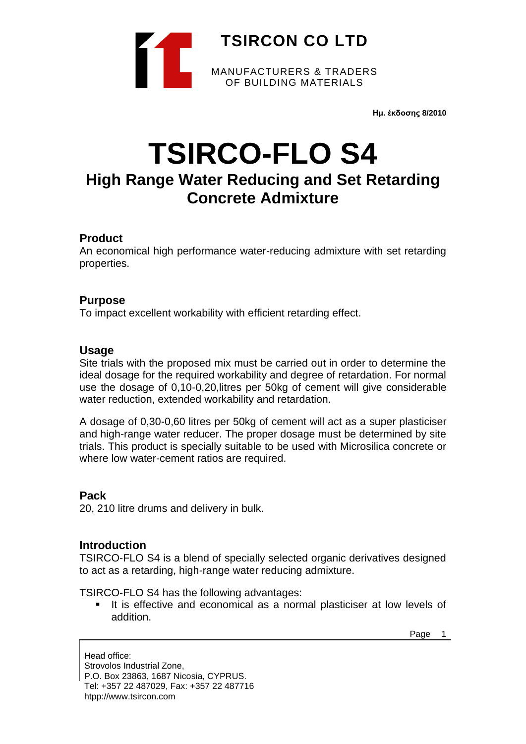# TSIRCON CO LTD

MANUFACTURERS & TRADERS
OF BUILDING MATERIALS

**Ημ. έκδοσης 8/2010**

# TSIRCO-FLO S4

## High Range Water Reducing and Set Retarding Concrete Admixture

### Product

An economical high performance water-reducing admixture with set retarding properties.

### Purpose

To impact excellent workability with efficient retarding effect.

### Usage

Site trials with the proposed mix must be carried out in order to determine the ideal dosage for the required workability and degree of retardation. For normal use the dosage of 0,10-0,20,litres per 50kg of cement will give considerable water reduction, extended workability and retardation.

A dosage of 0,30-0,60 litres per 50kg of cement will act as a super plasticiser and high-range water reducer. The proper dosage must be determined by site trials. This product is specially suitable to be used with Microsilica concrete or where low water-cement ratios are required.

### Pack

20, 210 litre drums and delivery in bulk.

### Introduction

TSIRCO-FLO S4 is a blend of specially selected organic derivatives designed to act as a retarding, high-range water reducing admixture.

TSIRCO-FLO S4 has the following advantages:

- It is effective and economical as a normal plasticiser at low levels of addition.

Head office:
Strovolos Industrial Zone,
P.O. Box 23863, 1687 Nicosia, CYPRUS.
Tel: +357 22 487029, Fax: +357 22 487716
htpp://www.tsircon.com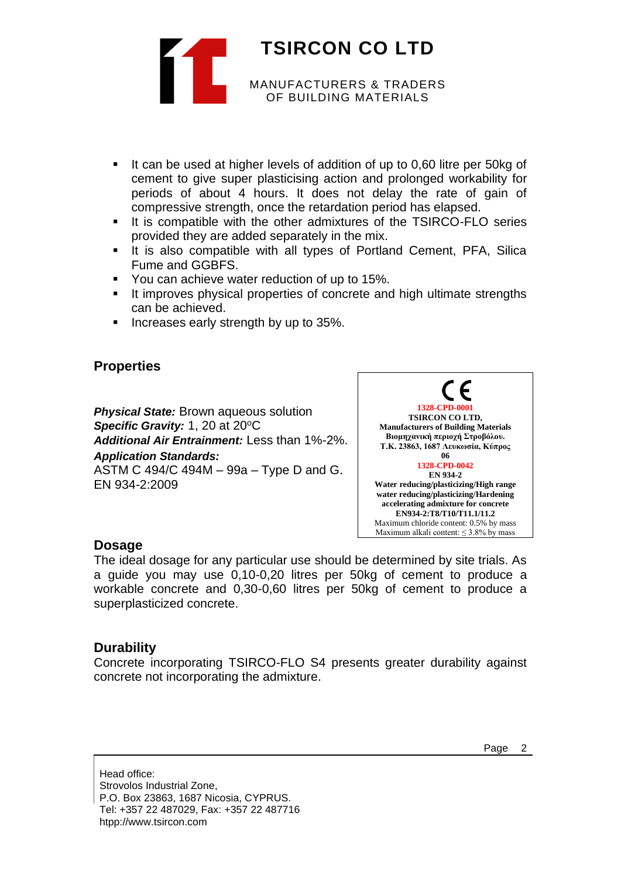- It can be used at higher levels of addition of up to 0,60 litre per 50kg of cement to give super plasticising action and prolonged workability for periods of about 4 hours. It does not delay the rate of gain of compressive strength, once the retardation period has elapsed.
- It is compatible with the other admixtures of the TSIRCO-FLO series provided they are added separately in the mix.
- It is also compatible with all types of Portland Cement, PFA, Silica Fume and GGBFS.
- You can achieve water reduction of up to 15%.
- It improves physical properties of concrete and high ultimate strengths can be achieved.
- Increases early strength by up to 35%.

## Properties

***Physical State:*** Brown aqueous solution
***Specific Gravity:*** 1, 20 at 20°C
***Additional Air Entrainment:*** Less than 1%-2%.
***Application Standards:***
ASTM C 494/C 494M – 99a – Type D and G.
EN 934-2:2009

CE
**1328-CPD-0001**
**TSIRCON CO LTD,**
**Manufacturers of Building Materials**
**Βιομηχανική περιοχή Στροβόλου.**
**Τ.Κ. 23863, 1687 Λευκωσία, Κύπρος**
**06**
**1328-CPD-0042**
**EN 934-2**
**Water reducing/plasticizing/High range water reducing/plasticizing/Hardening accelerating admixture for concrete**
**EN934-2:T8/T10/T11.1/11.2**
Maximum chloride content: 0.5% by mass
Maximum alkali content: ≤ 3.8% by mass

## Dosage

The ideal dosage for any particular use should be determined by site trials. As a guide you may use 0,10-0,20 litres per 50kg of cement to produce a workable concrete and 0,30-0,60 litres per 50kg of cement to produce a superplasticized concrete.

## Durability

Concrete incorporating TSIRCO-FLO S4 presents greater durability against concrete not incorporating the admixture.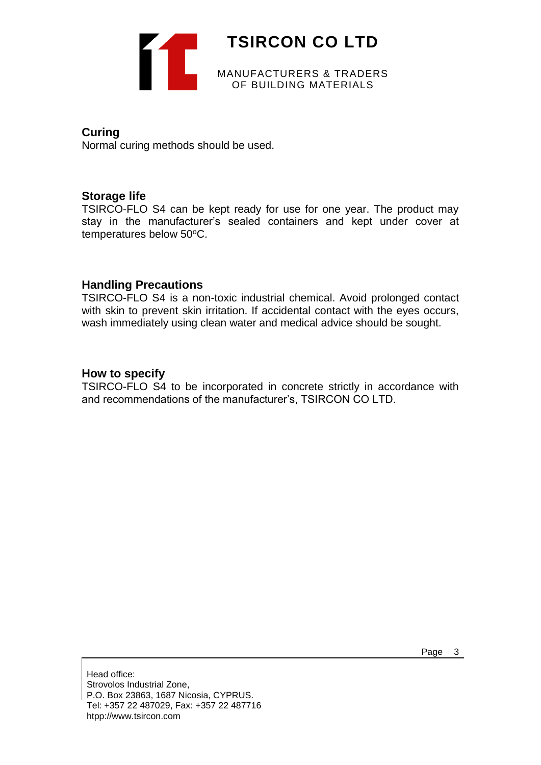## Curing

Normal curing methods should be used.

## Storage life

TSIRCO-FLO S4 can be kept ready for use for one year. The product may stay in the manufacturer's sealed containers and kept under cover at temperatures below 50$^{o}$C.

## Handling Precautions

TSIRCO-FLO S4 is a non-toxic industrial chemical. Avoid prolonged contact with skin to prevent skin irritation. If accidental contact with the eyes occurs, wash immediately using clean water and medical advice should be sought.

## How to specify

TSIRCO-FLO S4 to be incorporated in concrete strictly in accordance with and recommendations of the manufacturer's, TSIRCON CO LTD.